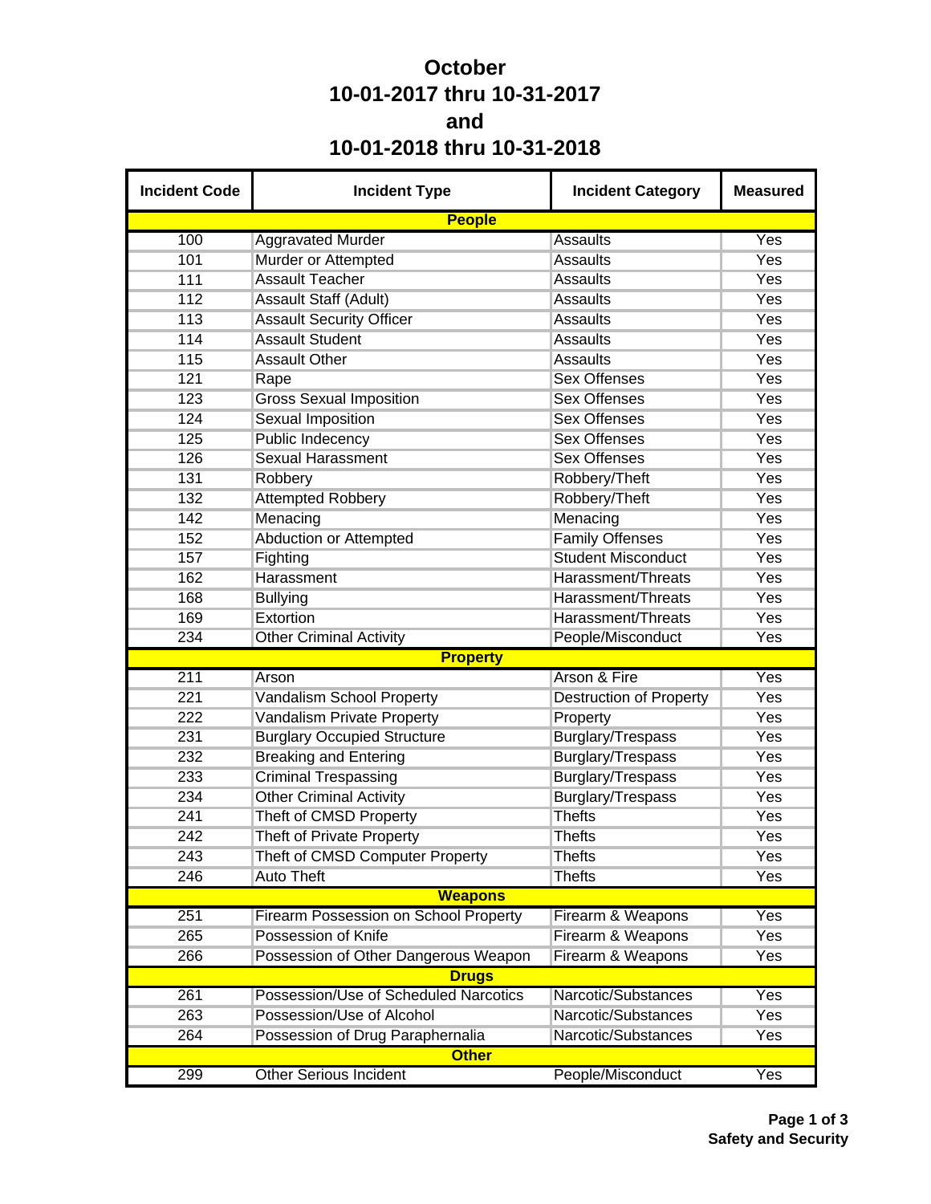# October
# 10-01-2017 thru 10-31-2017
# and
# 10-01-2018 thru 10-31-2018

| Incident Code | Incident Type | Incident Category | Measured |
|---|---|---|---|
| **People** | | | |
| 100 | Aggravated Murder | Assaults | Yes |
| 101 | Murder or Attempted | Assaults | Yes |
| 111 | Assault Teacher | Assaults | Yes |
| 112 | Assault Staff (Adult) | Assaults | Yes |
| 113 | Assault Security Officer | Assaults | Yes |
| 114 | Assault Student | Assaults | Yes |
| 115 | Assault Other | Assaults | Yes |
| 121 | Rape | Sex Offenses | Yes |
| 123 | Gross Sexual Imposition | Sex Offenses | Yes |
| 124 | Sexual Imposition | Sex Offenses | Yes |
| 125 | Public Indecency | Sex Offenses | Yes |
| 126 | Sexual Harassment | Sex Offenses | Yes |
| 131 | Robbery | Robbery/Theft | Yes |
| 132 | Attempted Robbery | Robbery/Theft | Yes |
| 142 | Menacing | Menacing | Yes |
| 152 | Abduction or Attempted | Family Offenses | Yes |
| 157 | Fighting | Student Misconduct | Yes |
| 162 | Harassment | Harassment/Threats | Yes |
| 168 | Bullying | Harassment/Threats | Yes |
| 169 | Extortion | Harassment/Threats | Yes |
| 234 | Other Criminal Activity | People/Misconduct | Yes |
| **Property** | | | |
| 211 | Arson | Arson & Fire | Yes |
| 221 | Vandalism School Property | Destruction of Property | Yes |
| 222 | Vandalism Private Property | Property | Yes |
| 231 | Burglary Occupied Structure | Burglary/Trespass | Yes |
| 232 | Breaking and Entering | Burglary/Trespass | Yes |
| 233 | Criminal Trespassing | Burglary/Trespass | Yes |
| 234 | Other Criminal Activity | Burglary/Trespass | Yes |
| 241 | Theft of CMSD Property | Thefts | Yes |
| 242 | Theft of Private Property | Thefts | Yes |
| 243 | Theft of CMSD Computer Property | Thefts | Yes |
| 246 | Auto Theft | Thefts | Yes |
| **Weapons** | | | |
| 251 | Firearm Possession on School Property | Firearm & Weapons | Yes |
| 265 | Possession of Knife | Firearm & Weapons | Yes |
| 266 | Possession of Other Dangerous Weapon | Firearm & Weapons | Yes |
| **Drugs** | | | |
| 261 | Possession/Use of Scheduled Narcotics | Narcotic/Substances | Yes |
| 263 | Possession/Use of Alcohol | Narcotic/Substances | Yes |
| 264 | Possession of Drug Paraphernalia | Narcotic/Substances | Yes |
| **Other** | | | |
| 299 | Other Serious Incident | People/Misconduct | Yes |

**Safety and Security**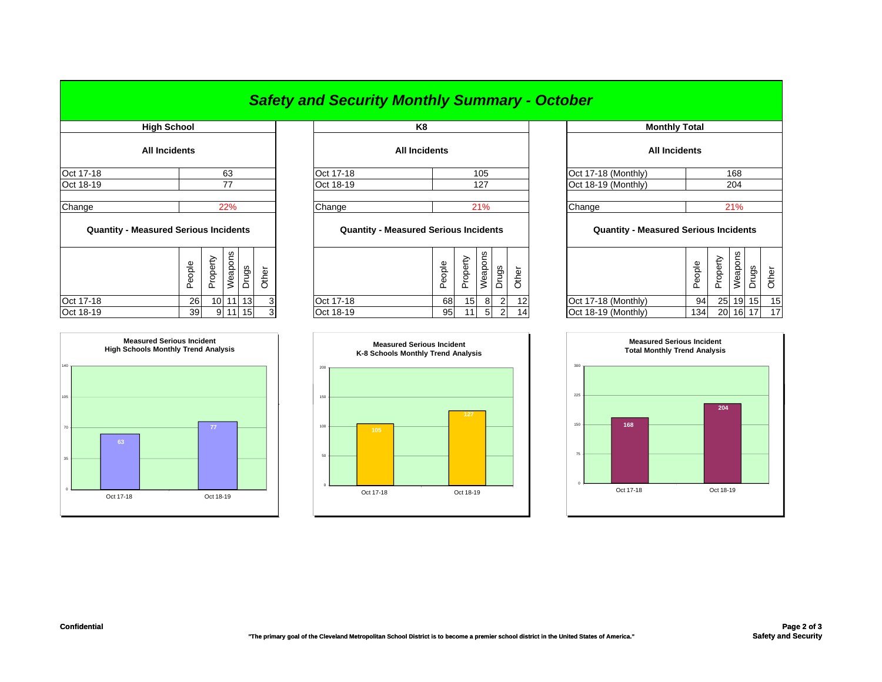# Safety and Security Monthly Summary - October

## High School

**All Incidents**

| | |
|---|---|
| Oct 17-18 | 63 |
| Oct 18-19 | 77 |
| Change | 22% |

**Quantity - Measured Serious Incidents**

| | People | Property | Weapons | Drugs | Other |
|---|---|---|---|---|---|
| Oct 17-18 | 26 | 10 | 11 | 13 | 3 |
| Oct 18-19 | 39 | 9 | 11 | 15 | 3 |

**Measured Serious Incident**
**High Schools Monthly Trend Analysis**

| | Oct 17-18 | Oct 18-19 |
|---|---|---|
| High Schools | 63 | 77 |

## K8

**All Incidents**

| | |
|---|---|
| Oct 17-18 | 105 |
| Oct 18-19 | 127 |
| Change | 21% |

**Quantity - Measured Serious Incidents**

| | People | Property | Weapons | Drugs | Other |
|---|---|---|---|---|---|
| Oct 17-18 | 68 | 15 | 8 | 2 | 12 |
| Oct 18-19 | 95 | 11 | 5 | 2 | 14 |

**Measured Serious Incident**
**K-8 Schools Monthly Trend Analysis**

| | Oct 17-18 | Oct 18-19 |
|---|---|---|
| K-8 Schools | 105 | 127 |

## Monthly Total

**All Incidents**

| | |
|---|---|
| Oct 17-18 (Monthly) | 168 |
| Oct 18-19 (Monthly) | 204 |
| Change | 21% |

**Quantity - Measured Serious Incidents**

| | People | Property | Weapons | Drugs | Other |
|---|---|---|---|---|---|
| Oct 17-18 (Monthly) | 94 | 25 | 19 | 15 | 15 |
| Oct 18-19 (Monthly) | 134 | 20 | 16 | 17 | 17 |

**Measured Serious Incident**
**Total Monthly Trend Analysis**

| | Oct 17-18 | Oct 18-19 |
|---|---|---|
| Total | 168 | 204 |

Confidential

"The primary goal of the Cleveland Metropolitan School District is to become a premier school district in the United States of America."

Safety and Security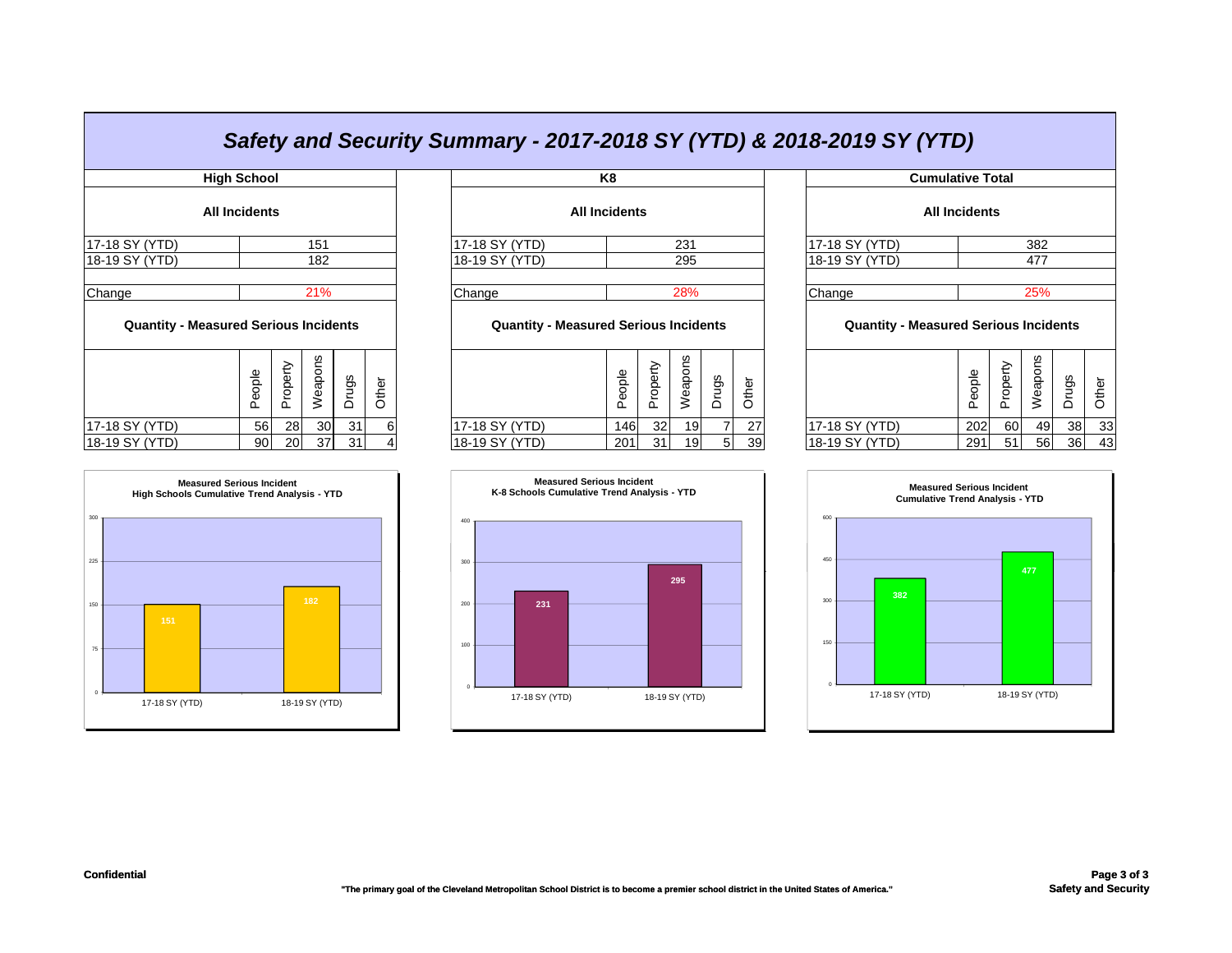# Safety and Security Summary - 2017-2018 SY (YTD) & 2018-2019 SY (YTD)

## High School

**All Incidents**

| | |
|---|---|
| 17-18 SY (YTD) | 151 |
| 18-19 SY (YTD) | 182 |
| Change | 21% |

**Quantity - Measured Serious Incidents**

| | People | Property | Weapons | Drugs | Other |
|---|---|---|---|---|---|
| 17-18 SY (YTD) | 56 | 28 | 30 | 31 | 6 |
| 18-19 SY (YTD) | 90 | 20 | 37 | 31 | 4 |

## K8

**All Incidents**

| | |
|---|---|
| 17-18 SY (YTD) | 231 |
| 18-19 SY (YTD) | 295 |
| Change | 28% |

**Quantity - Measured Serious Incidents**

| | People | Property | Weapons | Drugs | Other |
|---|---|---|---|---|---|
| 17-18 SY (YTD) | 146 | 32 | 19 | 7 | 27 |
| 18-19 SY (YTD) | 201 | 31 | 19 | 5 | 39 |

## Cumulative Total

**All Incidents**

| | |
|---|---|
| 17-18 SY (YTD) | 382 |
| 18-19 SY (YTD) | 477 |
| Change | 25% |

**Quantity - Measured Serious Incidents**

| | People | Property | Weapons | Drugs | Other |
|---|---|---|---|---|---|
| 17-18 SY (YTD) | 202 | 60 | 49 | 38 | 33 |
| 18-19 SY (YTD) | 291 | 51 | 56 | 36 | 43 |

**Measured Serious Incident**
**High Schools Cumulative Trend Analysis - YTD**

300
225
150
75
0
151
182
17-18 SY (YTD)
18-19 SY (YTD)

**Measured Serious Incident**
**K-8 Schools Cumulative Trend Analysis - YTD**

400
300
200
100
0
231
295
17-18 SY (YTD)
18-19 SY (YTD)

**Measured Serious Incident**
**Cumulative Trend Analysis - YTD**

600
450
300
150
0
382
477
17-18 SY (YTD)
18-19 SY (YTD)

**Confidential**

**"The primary goal of the Cleveland Metropolitan School District is to become a premier school district in the United States of America."**

**Safety and Security**